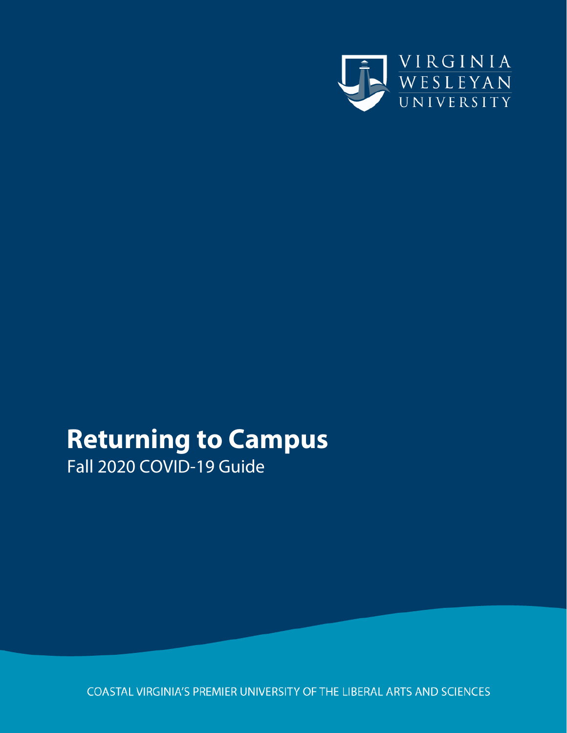VIRGINIA WESLEYAN UNIVERSITY

# Returning to Campus

Fall 2020 COVID-19 Guide

COASTAL VIRGINIA'S PREMIER UNIVERSITY OF THE LIBERAL ARTS AND SCIENCES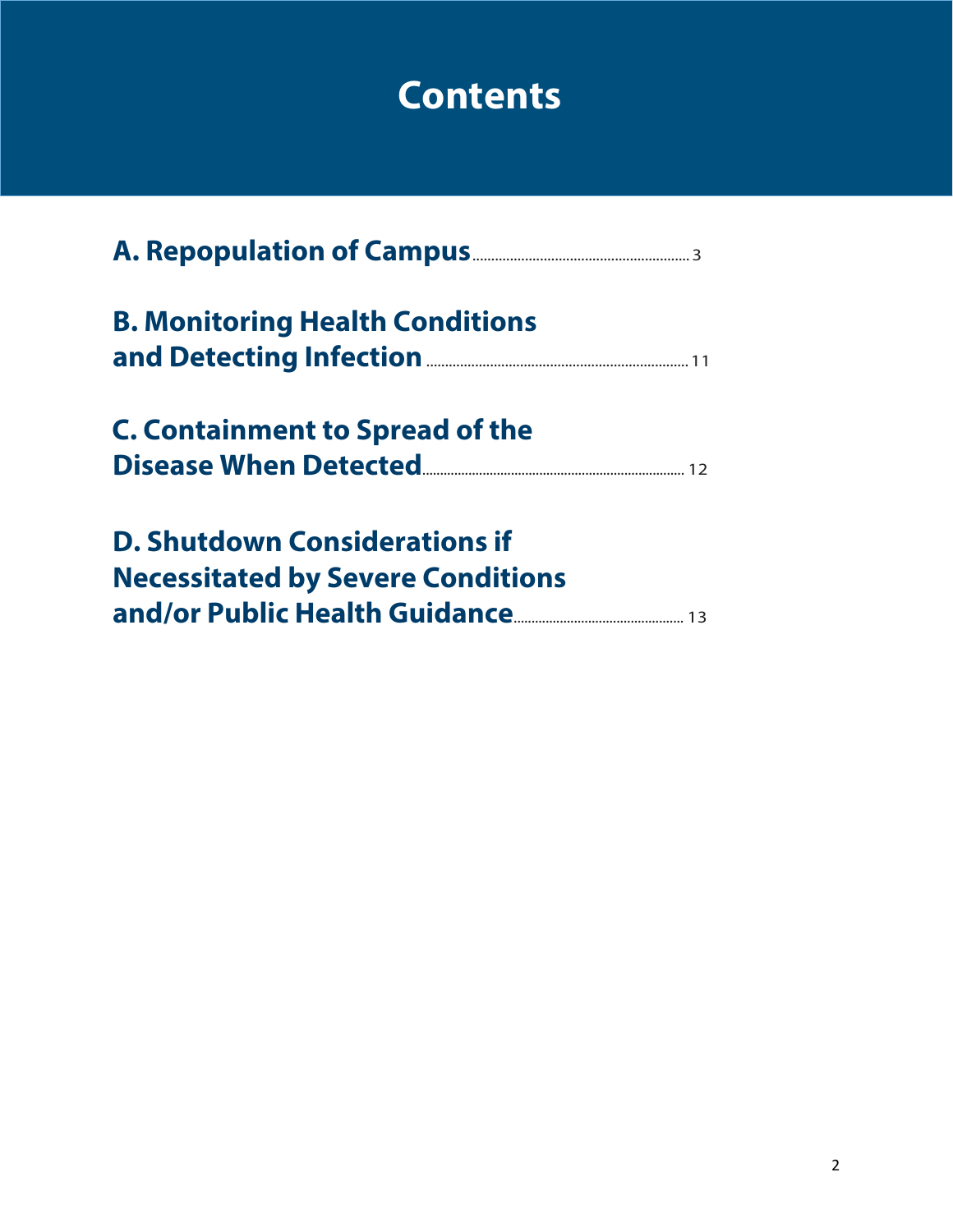# Contents

**A. Repopulation of Campus** ........ 3

**B. Monitoring Health Conditions and Detecting Infection** ........ 11

**C. Containment to Spread of the Disease When Detected** ........ 12

**D. Shutdown Considerations if Necessitated by Severe Conditions and/or Public Health Guidance** ........ 13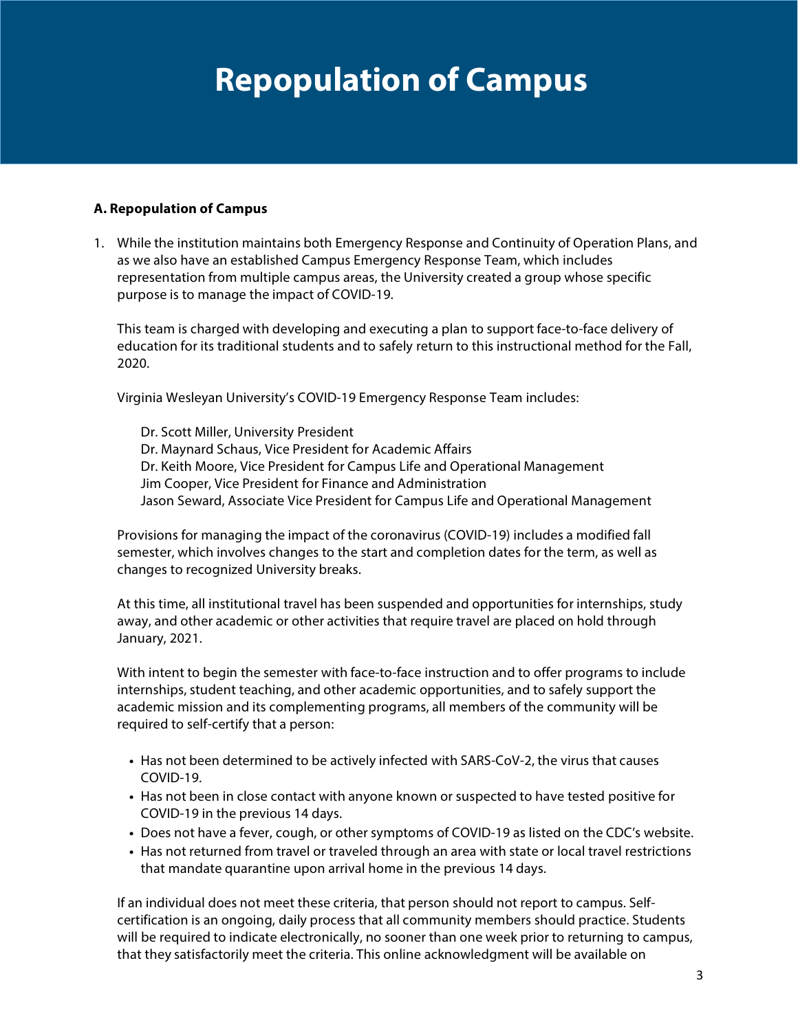# Repopulation of Campus

**A. Repopulation of Campus**

1. While the institution maintains both Emergency Response and Continuity of Operation Plans, and as we also have an established Campus Emergency Response Team, which includes representation from multiple campus areas, the University created a group whose specific purpose is to manage the impact of COVID-19.

   This team is charged with developing and executing a plan to support face-to-face delivery of education for its traditional students and to safely return to this instructional method for the Fall, 2020.

   Virginia Wesleyan University's COVID-19 Emergency Response Team includes:

   Dr. Scott Miller, University President
   Dr. Maynard Schaus, Vice President for Academic Affairs
   Dr. Keith Moore, Vice President for Campus Life and Operational Management
   Jim Cooper, Vice President for Finance and Administration
   Jason Seward, Associate Vice President for Campus Life and Operational Management

   Provisions for managing the impact of the coronavirus (COVID-19) includes a modified fall semester, which involves changes to the start and completion dates for the term, as well as changes to recognized University breaks.

   At this time, all institutional travel has been suspended and opportunities for internships, study away, and other academic or other activities that require travel are placed on hold through January, 2021.

   With intent to begin the semester with face-to-face instruction and to offer programs to include internships, student teaching, and other academic opportunities, and to safely support the academic mission and its complementing programs, all members of the community will be required to self-certify that a person:

   - Has not been determined to be actively infected with SARS-CoV-2, the virus that causes COVID-19.
   - Has not been in close contact with anyone known or suspected to have tested positive for COVID-19 in the previous 14 days.
   - Does not have a fever, cough, or other symptoms of COVID-19 as listed on the CDC's website.
   - Has not returned from travel or traveled through an area with state or local travel restrictions that mandate quarantine upon arrival home in the previous 14 days.

   If an individual does not meet these criteria, that person should not report to campus. Self-certification is an ongoing, daily process that all community members should practice. Students will be required to indicate electronically, no sooner than one week prior to returning to campus, that they satisfactorily meet the criteria. This online acknowledgment will be available on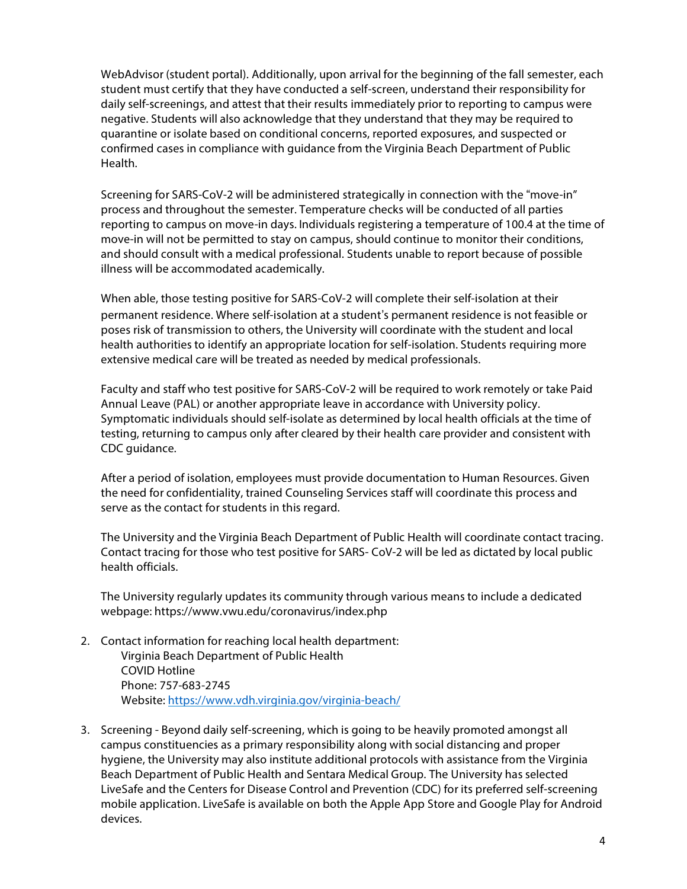WebAdvisor (student portal). Additionally, upon arrival for the beginning of the fall semester, each student must certify that they have conducted a self-screen, understand their responsibility for daily self-screenings, and attest that their results immediately prior to reporting to campus were negative. Students will also acknowledge that they understand that they may be required to quarantine or isolate based on conditional concerns, reported exposures, and suspected or confirmed cases in compliance with guidance from the Virginia Beach Department of Public Health.

Screening for SARS-CoV-2 will be administered strategically in connection with the "move-in" process and throughout the semester. Temperature checks will be conducted of all parties reporting to campus on move-in days. Individuals registering a temperature of 100.4 at the time of move-in will not be permitted to stay on campus, should continue to monitor their conditions, and should consult with a medical professional. Students unable to report because of possible illness will be accommodated academically.

When able, those testing positive for SARS-CoV-2 will complete their self-isolation at their permanent residence. Where self-isolation at a student's permanent residence is not feasible or poses risk of transmission to others, the University will coordinate with the student and local health authorities to identify an appropriate location for self-isolation. Students requiring more extensive medical care will be treated as needed by medical professionals.

Faculty and staff who test positive for SARS-CoV-2 will be required to work remotely or take Paid Annual Leave (PAL) or another appropriate leave in accordance with University policy. Symptomatic individuals should self-isolate as determined by local health officials at the time of testing, returning to campus only after cleared by their health care provider and consistent with CDC guidance.

After a period of isolation, employees must provide documentation to Human Resources. Given the need for confidentiality, trained Counseling Services staff will coordinate this process and serve as the contact for students in this regard.

The University and the Virginia Beach Department of Public Health will coordinate contact tracing. Contact tracing for those who test positive for SARS- CoV-2 will be led as dictated by local public health officials.

The University regularly updates its community through various means to include a dedicated webpage: https://www.vwu.edu/coronavirus/index.php

2. Contact information for reaching local health department:
   Virginia Beach Department of Public Health
   COVID Hotline
   Phone: 757-683-2745
   Website: https://www.vdh.virginia.gov/virginia-beach/

3. Screening - Beyond daily self-screening, which is going to be heavily promoted amongst all campus constituencies as a primary responsibility along with social distancing and proper hygiene, the University may also institute additional protocols with assistance from the Virginia Beach Department of Public Health and Sentara Medical Group. The University has selected LiveSafe and the Centers for Disease Control and Prevention (CDC) for its preferred self-screening mobile application. LiveSafe is available on both the Apple App Store and Google Play for Android devices.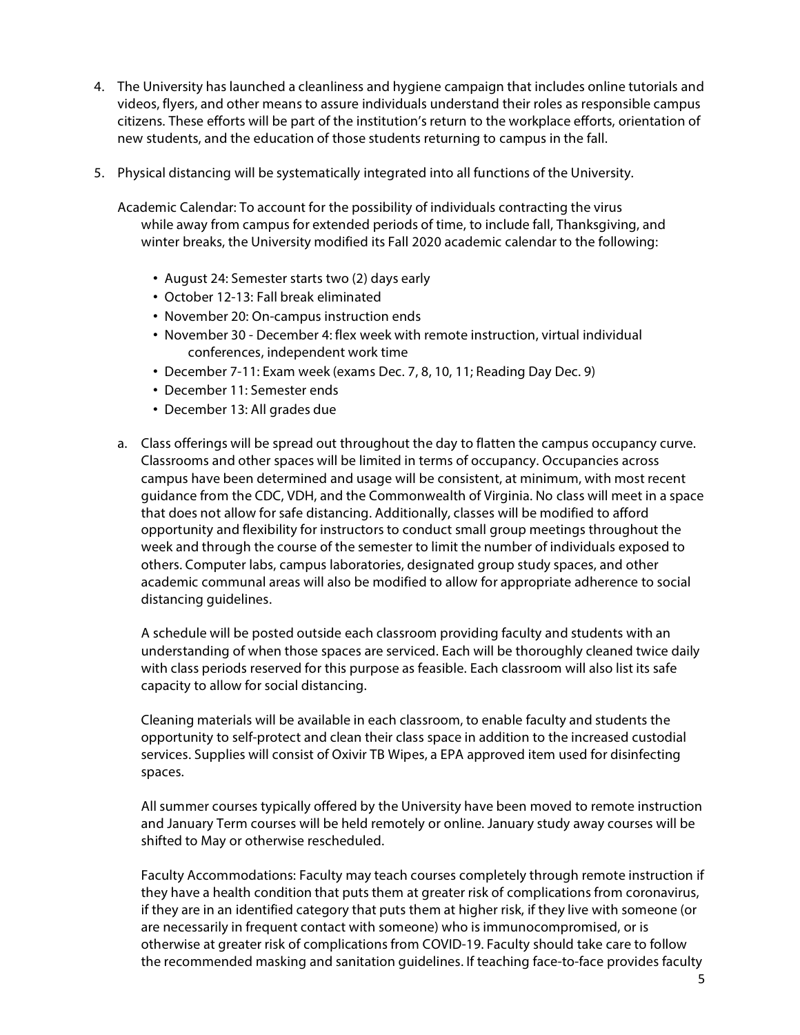4. The University has launched a cleanliness and hygiene campaign that includes online tutorials and videos, flyers, and other means to assure individuals understand their roles as responsible campus citizens. These efforts will be part of the institution's return to the workplace efforts, orientation of new students, and the education of those students returning to campus in the fall.

5. Physical distancing will be systematically integrated into all functions of the University.

   Academic Calendar: To account for the possibility of individuals contracting the virus while away from campus for extended periods of time, to include fall, Thanksgiving, and winter breaks, the University modified its Fall 2020 academic calendar to the following:

   - August 24: Semester starts two (2) days early
   - October 12-13: Fall break eliminated
   - November 20: On-campus instruction ends
   - November 30 - December 4: flex week with remote instruction, virtual individual conferences, independent work time
   - December 7-11: Exam week (exams Dec. 7, 8, 10, 11; Reading Day Dec. 9)
   - December 11: Semester ends
   - December 13: All grades due

   a. Class offerings will be spread out throughout the day to flatten the campus occupancy curve. Classrooms and other spaces will be limited in terms of occupancy. Occupancies across campus have been determined and usage will be consistent, at minimum, with most recent guidance from the CDC, VDH, and the Commonwealth of Virginia. No class will meet in a space that does not allow for safe distancing. Additionally, classes will be modified to afford opportunity and flexibility for instructors to conduct small group meetings throughout the week and through the course of the semester to limit the number of individuals exposed to others. Computer labs, campus laboratories, designated group study spaces, and other academic communal areas will also be modified to allow for appropriate adherence to social distancing guidelines.

      A schedule will be posted outside each classroom providing faculty and students with an understanding of when those spaces are serviced. Each will be thoroughly cleaned twice daily with class periods reserved for this purpose as feasible. Each classroom will also list its safe capacity to allow for social distancing.

      Cleaning materials will be available in each classroom, to enable faculty and students the opportunity to self-protect and clean their class space in addition to the increased custodial services. Supplies will consist of Oxivir TB Wipes, a EPA approved item used for disinfecting spaces.

      All summer courses typically offered by the University have been moved to remote instruction and January Term courses will be held remotely or online. January study away courses will be shifted to May or otherwise rescheduled.

      Faculty Accommodations: Faculty may teach courses completely through remote instruction if they have a health condition that puts them at greater risk of complications from coronavirus, if they are in an identified category that puts them at higher risk, if they live with someone (or are necessarily in frequent contact with someone) who is immunocompromised, or is otherwise at greater risk of complications from COVID-19. Faculty should take care to follow the recommended masking and sanitation guidelines. If teaching face-to-face provides faculty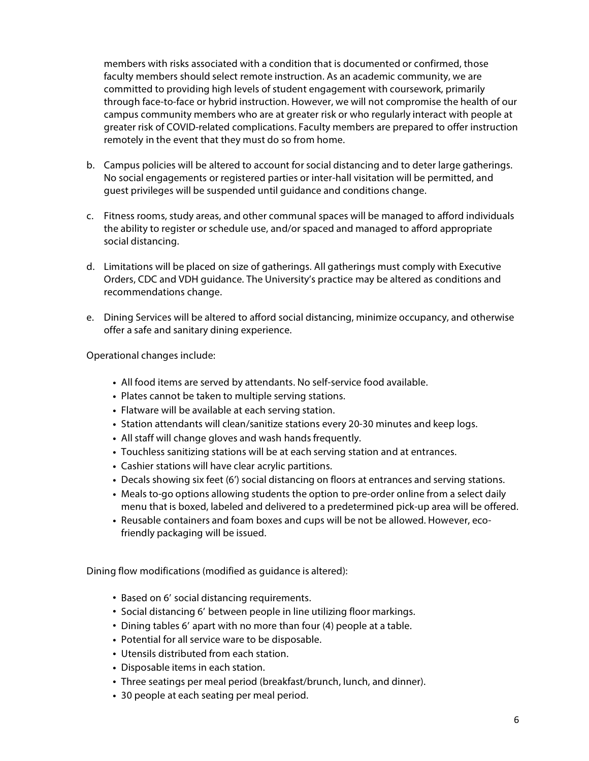members with risks associated with a condition that is documented or confirmed, those faculty members should select remote instruction. As an academic community, we are committed to providing high levels of student engagement with coursework, primarily through face-to-face or hybrid instruction. However, we will not compromise the health of our campus community members who are at greater risk or who regularly interact with people at greater risk of COVID-related complications. Faculty members are prepared to offer instruction remotely in the event that they must do so from home.

b. Campus policies will be altered to account for social distancing and to deter large gatherings. No social engagements or registered parties or inter-hall visitation will be permitted, and guest privileges will be suspended until guidance and conditions change.

c. Fitness rooms, study areas, and other communal spaces will be managed to afford individuals the ability to register or schedule use, and/or spaced and managed to afford appropriate social distancing.

d. Limitations will be placed on size of gatherings. All gatherings must comply with Executive Orders, CDC and VDH guidance. The University's practice may be altered as conditions and recommendations change.

e. Dining Services will be altered to afford social distancing, minimize occupancy, and otherwise offer a safe and sanitary dining experience.

Operational changes include:

- All food items are served by attendants. No self-service food available.
- Plates cannot be taken to multiple serving stations.
- Flatware will be available at each serving station.
- Station attendants will clean/sanitize stations every 20-30 minutes and keep logs.
- All staff will change gloves and wash hands frequently.
- Touchless sanitizing stations will be at each serving station and at entrances.
- Cashier stations will have clear acrylic partitions.
- Decals showing six feet (6') social distancing on floors at entrances and serving stations.
- Meals to-go options allowing students the option to pre-order online from a select daily menu that is boxed, labeled and delivered to a predetermined pick-up area will be offered.
- Reusable containers and foam boxes and cups will be not be allowed. However, eco-friendly packaging will be issued.

Dining flow modifications (modified as guidance is altered):

- Based on 6' social distancing requirements.
- Social distancing 6' between people in line utilizing floor markings.
- Dining tables 6' apart with no more than four (4) people at a table.
- Potential for all service ware to be disposable.
- Utensils distributed from each station.
- Disposable items in each station.
- Three seatings per meal period (breakfast/brunch, lunch, and dinner).
- 30 people at each seating per meal period.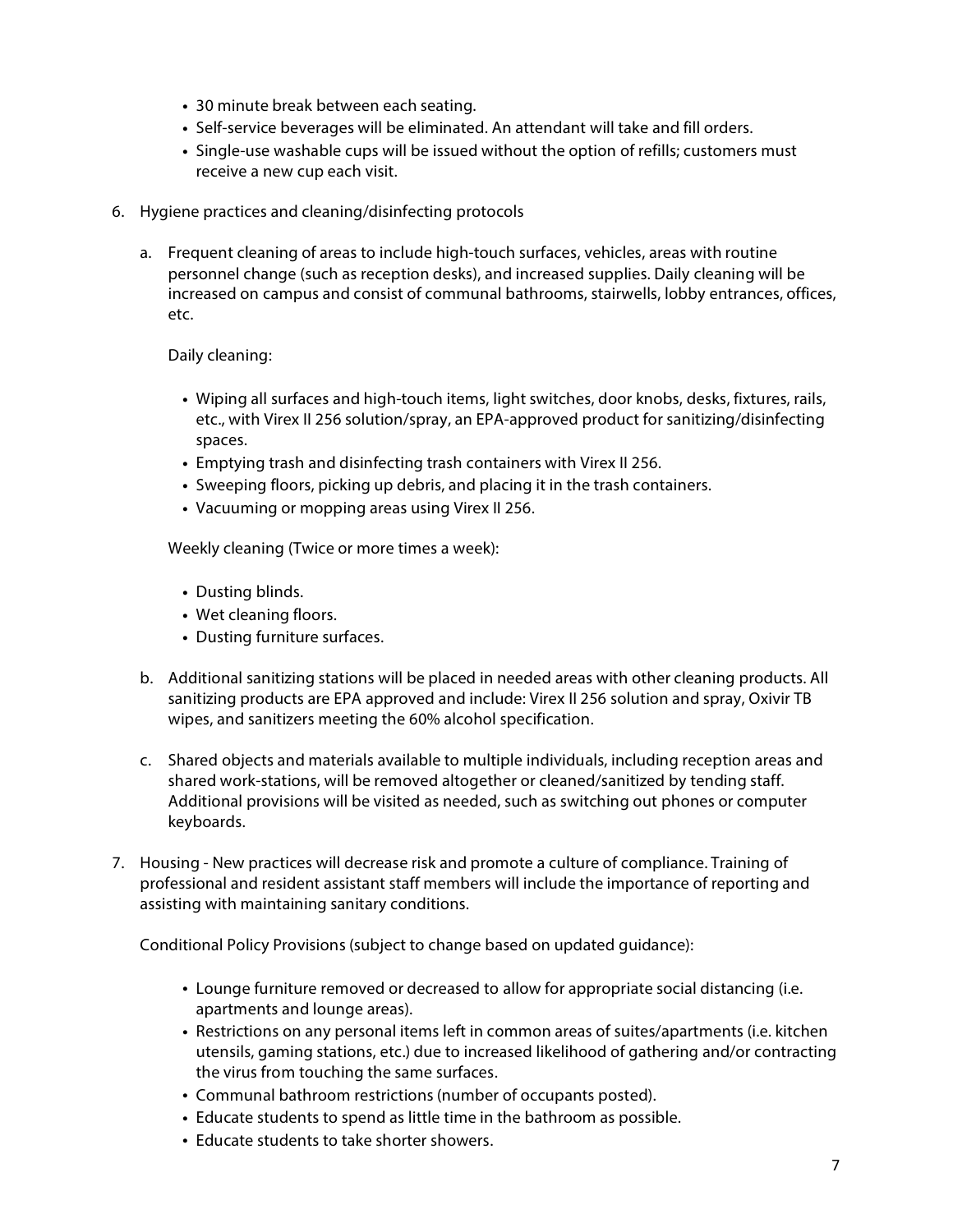- 30 minute break between each seating.
- Self-service beverages will be eliminated. An attendant will take and fill orders.
- Single-use washable cups will be issued without the option of refills; customers must receive a new cup each visit.

6. Hygiene practices and cleaning/disinfecting protocols

   a. Frequent cleaning of areas to include high-touch surfaces, vehicles, areas with routine personnel change (such as reception desks), and increased supplies. Daily cleaning will be increased on campus and consist of communal bathrooms, stairwells, lobby entrances, offices, etc.

      Daily cleaning:

      - Wiping all surfaces and high-touch items, light switches, door knobs, desks, fixtures, rails, etc., with Virex II 256 solution/spray, an EPA-approved product for sanitizing/disinfecting spaces.
      - Emptying trash and disinfecting trash containers with Virex II 256.
      - Sweeping floors, picking up debris, and placing it in the trash containers.
      - Vacuuming or mopping areas using Virex II 256.

      Weekly cleaning (Twice or more times a week):

      - Dusting blinds.
      - Wet cleaning floors.
      - Dusting furniture surfaces.

   b. Additional sanitizing stations will be placed in needed areas with other cleaning products. All sanitizing products are EPA approved and include: Virex II 256 solution and spray, Oxivir TB wipes, and sanitizers meeting the 60% alcohol specification.

   c. Shared objects and materials available to multiple individuals, including reception areas and shared work-stations, will be removed altogether or cleaned/sanitized by tending staff. Additional provisions will be visited as needed, such as switching out phones or computer keyboards.

7. Housing - New practices will decrease risk and promote a culture of compliance. Training of professional and resident assistant staff members will include the importance of reporting and assisting with maintaining sanitary conditions.

   Conditional Policy Provisions (subject to change based on updated guidance):

   - Lounge furniture removed or decreased to allow for appropriate social distancing (i.e. apartments and lounge areas).
   - Restrictions on any personal items left in common areas of suites/apartments (i.e. kitchen utensils, gaming stations, etc.) due to increased likelihood of gathering and/or contracting the virus from touching the same surfaces.
   - Communal bathroom restrictions (number of occupants posted).
   - Educate students to spend as little time in the bathroom as possible.
   - Educate students to take shorter showers.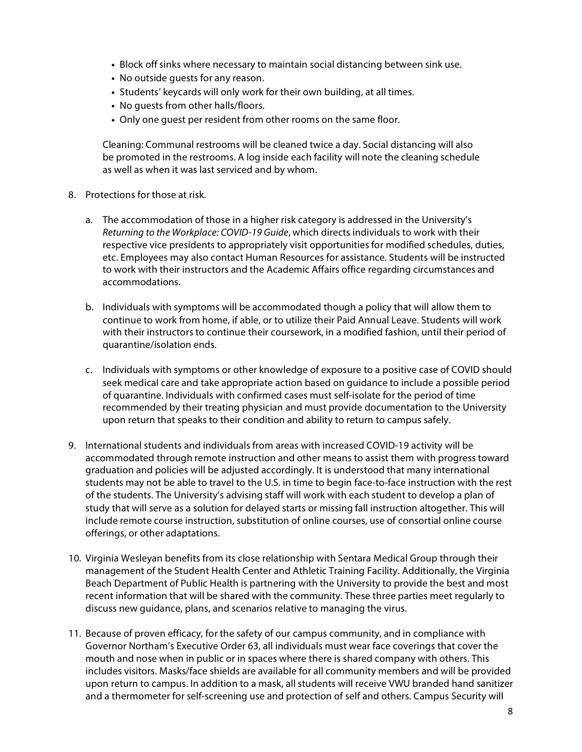- Block off sinks where necessary to maintain social distancing between sink use.
- No outside guests for any reason.
- Students' keycards will only work for their own building, at all times.
- No guests from other halls/floors.
- Only one guest per resident from other rooms on the same floor.

Cleaning: Communal restrooms will be cleaned twice a day. Social distancing will also be promoted in the restrooms. A log inside each facility will note the cleaning schedule as well as when it was last serviced and by whom.

8. Protections for those at risk.

   a. The accommodation of those in a higher risk category is addressed in the University's *Returning to the Workplace: COVID-19 Guide*, which directs individuals to work with their respective vice presidents to appropriately visit opportunities for modified schedules, duties, etc. Employees may also contact Human Resources for assistance. Students will be instructed to work with their instructors and the Academic Affairs office regarding circumstances and accommodations.

   b. Individuals with symptoms will be accommodated though a policy that will allow them to continue to work from home, if able, or to utilize their Paid Annual Leave. Students will work with their instructors to continue their coursework, in a modified fashion, until their period of quarantine/isolation ends.

   c. Individuals with symptoms or other knowledge of exposure to a positive case of COVID should seek medical care and take appropriate action based on guidance to include a possible period of quarantine. Individuals with confirmed cases must self-isolate for the period of time recommended by their treating physician and must provide documentation to the University upon return that speaks to their condition and ability to return to campus safely.

9. International students and individuals from areas with increased COVID-19 activity will be accommodated through remote instruction and other means to assist them with progress toward graduation and policies will be adjusted accordingly. It is understood that many international students may not be able to travel to the U.S. in time to begin face-to-face instruction with the rest of the students. The University's advising staff will work with each student to develop a plan of study that will serve as a solution for delayed starts or missing fall instruction altogether. This will include remote course instruction, substitution of online courses, use of consortial online course offerings, or other adaptations.

10. Virginia Wesleyan benefits from its close relationship with Sentara Medical Group through their management of the Student Health Center and Athletic Training Facility. Additionally, the Virginia Beach Department of Public Health is partnering with the University to provide the best and most recent information that will be shared with the community. These three parties meet regularly to discuss new guidance, plans, and scenarios relative to managing the virus.

11. Because of proven efficacy, for the safety of our campus community, and in compliance with Governor Northam's Executive Order 63, all individuals must wear face coverings that cover the mouth and nose when in public or in spaces where there is shared company with others. This includes visitors. Masks/face shields are available for all community members and will be provided upon return to campus. In addition to a mask, all students will receive VWU branded hand sanitizer and a thermometer for self-screening use and protection of self and others. Campus Security will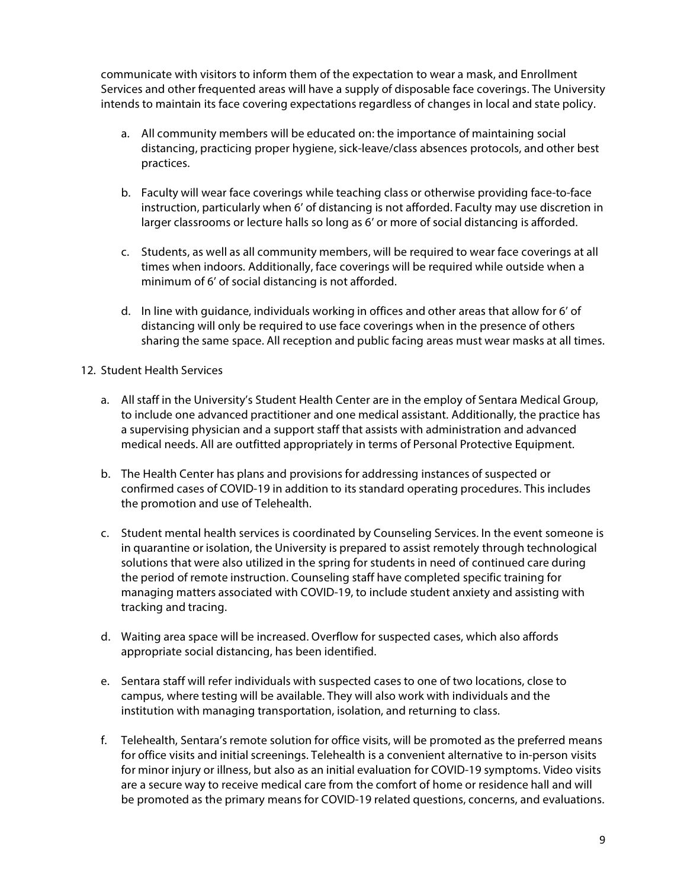communicate with visitors to inform them of the expectation to wear a mask, and Enrollment Services and other frequented areas will have a supply of disposable face coverings. The University intends to maintain its face covering expectations regardless of changes in local and state policy.

a. All community members will be educated on: the importance of maintaining social distancing, practicing proper hygiene, sick-leave/class absences protocols, and other best practices.

b. Faculty will wear face coverings while teaching class or otherwise providing face-to-face instruction, particularly when 6' of distancing is not afforded. Faculty may use discretion in larger classrooms or lecture halls so long as 6' or more of social distancing is afforded.

c. Students, as well as all community members, will be required to wear face coverings at all times when indoors. Additionally, face coverings will be required while outside when a minimum of 6' of social distancing is not afforded.

d. In line with guidance, individuals working in offices and other areas that allow for 6' of distancing will only be required to use face coverings when in the presence of others sharing the same space. All reception and public facing areas must wear masks at all times.

12. Student Health Services

a. All staff in the University's Student Health Center are in the employ of Sentara Medical Group, to include one advanced practitioner and one medical assistant. Additionally, the practice has a supervising physician and a support staff that assists with administration and advanced medical needs. All are outfitted appropriately in terms of Personal Protective Equipment.

b. The Health Center has plans and provisions for addressing instances of suspected or confirmed cases of COVID-19 in addition to its standard operating procedures. This includes the promotion and use of Telehealth.

c. Student mental health services is coordinated by Counseling Services. In the event someone is in quarantine or isolation, the University is prepared to assist remotely through technological solutions that were also utilized in the spring for students in need of continued care during the period of remote instruction. Counseling staff have completed specific training for managing matters associated with COVID-19, to include student anxiety and assisting with tracking and tracing.

d. Waiting area space will be increased. Overflow for suspected cases, which also affords appropriate social distancing, has been identified.

e. Sentara staff will refer individuals with suspected cases to one of two locations, close to campus, where testing will be available. They will also work with individuals and the institution with managing transportation, isolation, and returning to class.

f. Telehealth, Sentara's remote solution for office visits, will be promoted as the preferred means for office visits and initial screenings. Telehealth is a convenient alternative to in-person visits for minor injury or illness, but also as an initial evaluation for COVID-19 symptoms. Video visits are a secure way to receive medical care from the comfort of home or residence hall and will be promoted as the primary means for COVID-19 related questions, concerns, and evaluations.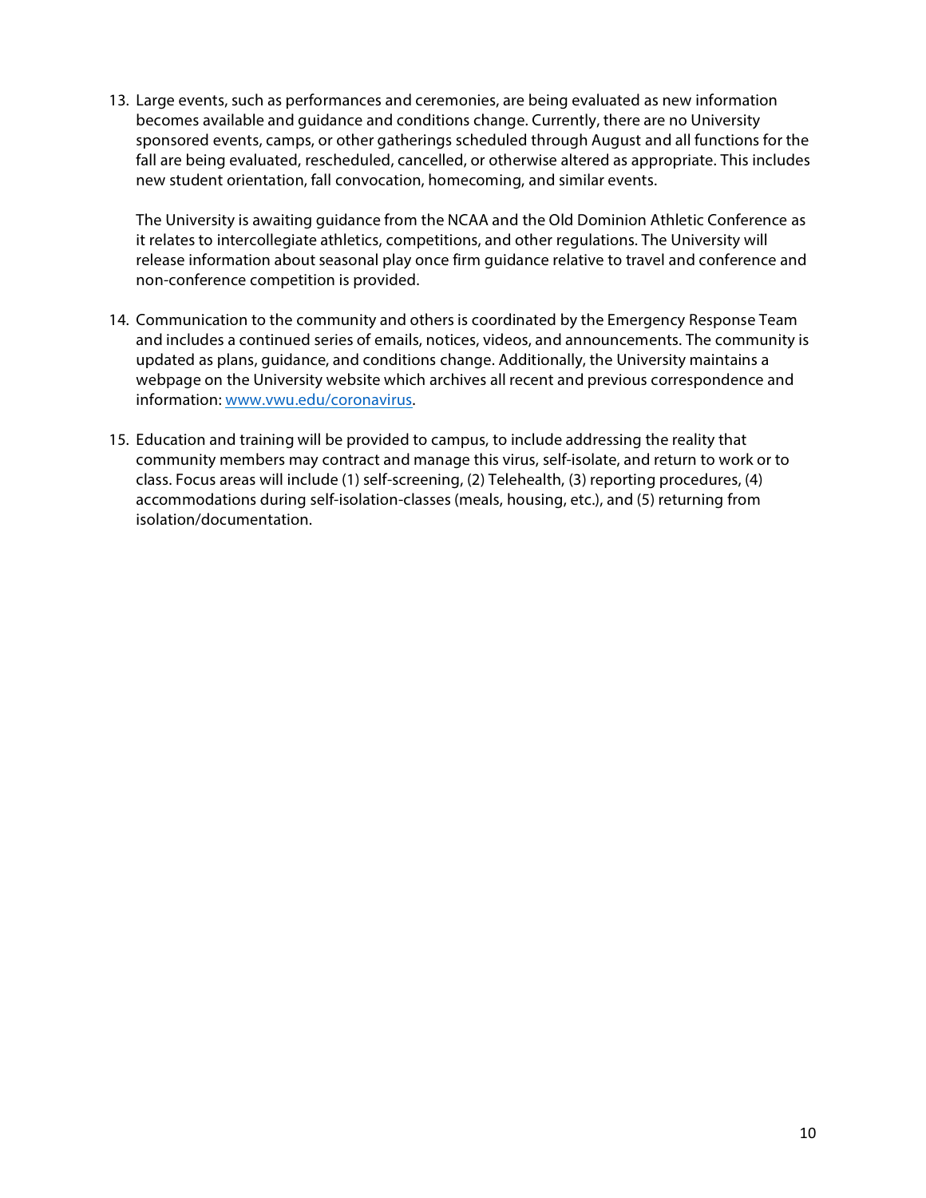13. Large events, such as performances and ceremonies, are being evaluated as new information becomes available and guidance and conditions change. Currently, there are no University sponsored events, camps, or other gatherings scheduled through August and all functions for the fall are being evaluated, rescheduled, cancelled, or otherwise altered as appropriate. This includes new student orientation, fall convocation, homecoming, and similar events.

    The University is awaiting guidance from the NCAA and the Old Dominion Athletic Conference as it relates to intercollegiate athletics, competitions, and other regulations. The University will release information about seasonal play once firm guidance relative to travel and conference and non-conference competition is provided.

14. Communication to the community and others is coordinated by the Emergency Response Team and includes a continued series of emails, notices, videos, and announcements. The community is updated as plans, guidance, and conditions change. Additionally, the University maintains a webpage on the University website which archives all recent and previous correspondence and information: [www.vwu.edu/coronavirus](http://www.vwu.edu/coronavirus).

15. Education and training will be provided to campus, to include addressing the reality that community members may contract and manage this virus, self-isolate, and return to work or to class. Focus areas will include (1) self-screening, (2) Telehealth, (3) reporting procedures, (4) accommodations during self-isolation-classes (meals, housing, etc.), and (5) returning from isolation/documentation.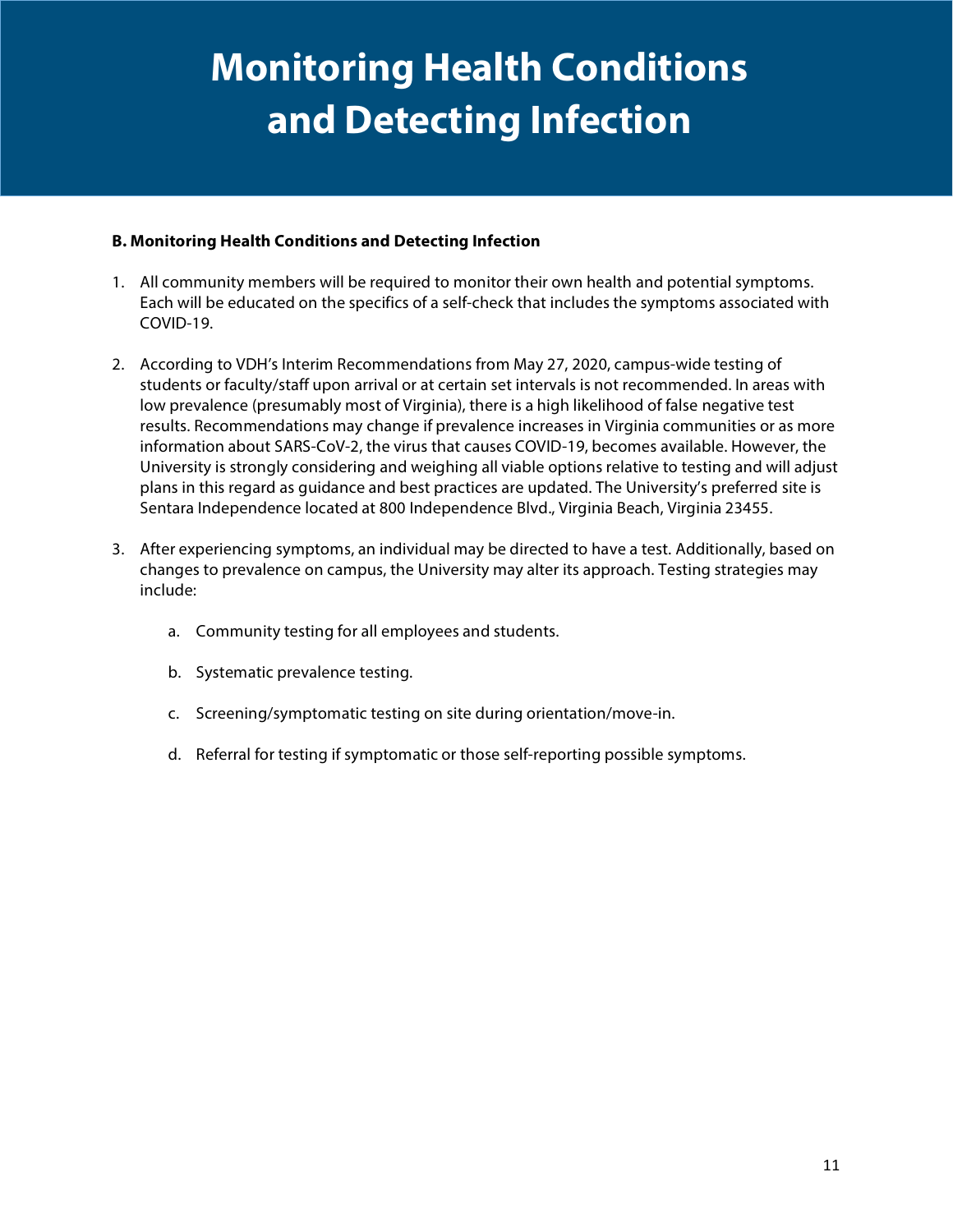# Monitoring Health Conditions and Detecting Infection

**B. Monitoring Health Conditions and Detecting Infection**

1. All community members will be required to monitor their own health and potential symptoms. Each will be educated on the specifics of a self-check that includes the symptoms associated with COVID-19.

2. According to VDH's Interim Recommendations from May 27, 2020, campus-wide testing of students or faculty/staff upon arrival or at certain set intervals is not recommended. In areas with low prevalence (presumably most of Virginia), there is a high likelihood of false negative test results. Recommendations may change if prevalence increases in Virginia communities or as more information about SARS-CoV-2, the virus that causes COVID-19, becomes available. However, the University is strongly considering and weighing all viable options relative to testing and will adjust plans in this regard as guidance and best practices are updated. The University's preferred site is Sentara Independence located at 800 Independence Blvd., Virginia Beach, Virginia 23455.

3. After experiencing symptoms, an individual may be directed to have a test. Additionally, based on changes to prevalence on campus, the University may alter its approach. Testing strategies may include:

   a. Community testing for all employees and students.

   b. Systematic prevalence testing.

   c. Screening/symptomatic testing on site during orientation/move-in.

   d. Referral for testing if symptomatic or those self-reporting possible symptoms.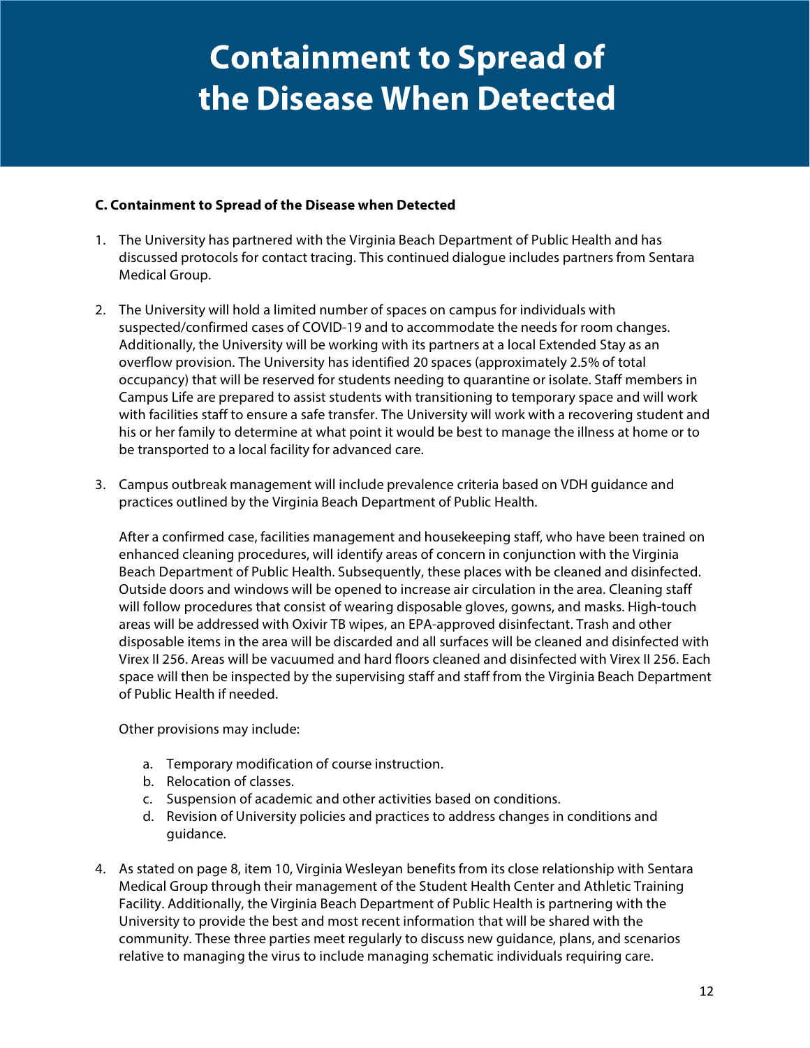# Containment to Spread of the Disease When Detected

**C. Containment to Spread of the Disease when Detected**

1. The University has partnered with the Virginia Beach Department of Public Health and has discussed protocols for contact tracing. This continued dialogue includes partners from Sentara Medical Group.

2. The University will hold a limited number of spaces on campus for individuals with suspected/confirmed cases of COVID-19 and to accommodate the needs for room changes. Additionally, the University will be working with its partners at a local Extended Stay as an overflow provision. The University has identified 20 spaces (approximately 2.5% of total occupancy) that will be reserved for students needing to quarantine or isolate. Staff members in Campus Life are prepared to assist students with transitioning to temporary space and will work with facilities staff to ensure a safe transfer. The University will work with a recovering student and his or her family to determine at what point it would be best to manage the illness at home or to be transported to a local facility for advanced care.

3. Campus outbreak management will include prevalence criteria based on VDH guidance and practices outlined by the Virginia Beach Department of Public Health.

   After a confirmed case, facilities management and housekeeping staff, who have been trained on enhanced cleaning procedures, will identify areas of concern in conjunction with the Virginia Beach Department of Public Health. Subsequently, these places with be cleaned and disinfected. Outside doors and windows will be opened to increase air circulation in the area. Cleaning staff will follow procedures that consist of wearing disposable gloves, gowns, and masks. High-touch areas will be addressed with Oxivir TB wipes, an EPA-approved disinfectant. Trash and other disposable items in the area will be discarded and all surfaces will be cleaned and disinfected with Virex II 256. Areas will be vacuumed and hard floors cleaned and disinfected with Virex II 256. Each space will then be inspected by the supervising staff and staff from the Virginia Beach Department of Public Health if needed.

   Other provisions may include:

   a. Temporary modification of course instruction.
   b. Relocation of classes.
   c. Suspension of academic and other activities based on conditions.
   d. Revision of University policies and practices to address changes in conditions and guidance.

4. As stated on page 8, item 10, Virginia Wesleyan benefits from its close relationship with Sentara Medical Group through their management of the Student Health Center and Athletic Training Facility. Additionally, the Virginia Beach Department of Public Health is partnering with the University to provide the best and most recent information that will be shared with the community. These three parties meet regularly to discuss new guidance, plans, and scenarios relative to managing the virus to include managing schematic individuals requiring care.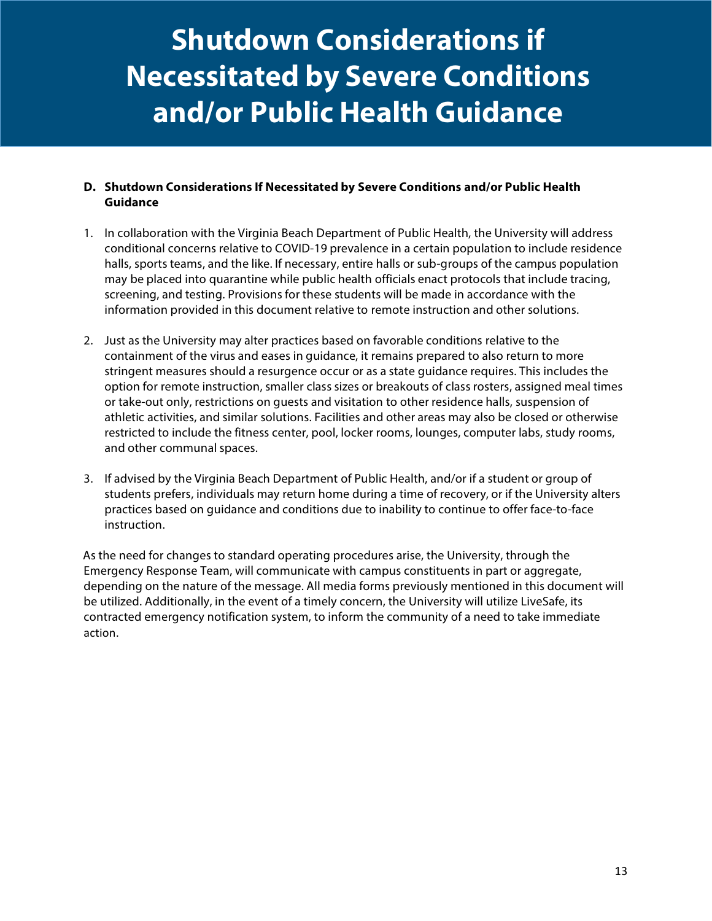# Shutdown Considerations if Necessitated by Severe Conditions and/or Public Health Guidance

**D. Shutdown Considerations If Necessitated by Severe Conditions and/or Public Health Guidance**

1. In collaboration with the Virginia Beach Department of Public Health, the University will address conditional concerns relative to COVID-19 prevalence in a certain population to include residence halls, sports teams, and the like. If necessary, entire halls or sub-groups of the campus population may be placed into quarantine while public health officials enact protocols that include tracing, screening, and testing. Provisions for these students will be made in accordance with the information provided in this document relative to remote instruction and other solutions.

2. Just as the University may alter practices based on favorable conditions relative to the containment of the virus and eases in guidance, it remains prepared to also return to more stringent measures should a resurgence occur or as a state guidance requires. This includes the option for remote instruction, smaller class sizes or breakouts of class rosters, assigned meal times or take-out only, restrictions on guests and visitation to other residence halls, suspension of athletic activities, and similar solutions. Facilities and other areas may also be closed or otherwise restricted to include the fitness center, pool, locker rooms, lounges, computer labs, study rooms, and other communal spaces.

3. If advised by the Virginia Beach Department of Public Health, and/or if a student or group of students prefers, individuals may return home during a time of recovery, or if the University alters practices based on guidance and conditions due to inability to continue to offer face-to-face instruction.

As the need for changes to standard operating procedures arise, the University, through the Emergency Response Team, will communicate with campus constituents in part or aggregate, depending on the nature of the message. All media forms previously mentioned in this document will be utilized. Additionally, in the event of a timely concern, the University will utilize LiveSafe, its contracted emergency notification system, to inform the community of a need to take immediate action.